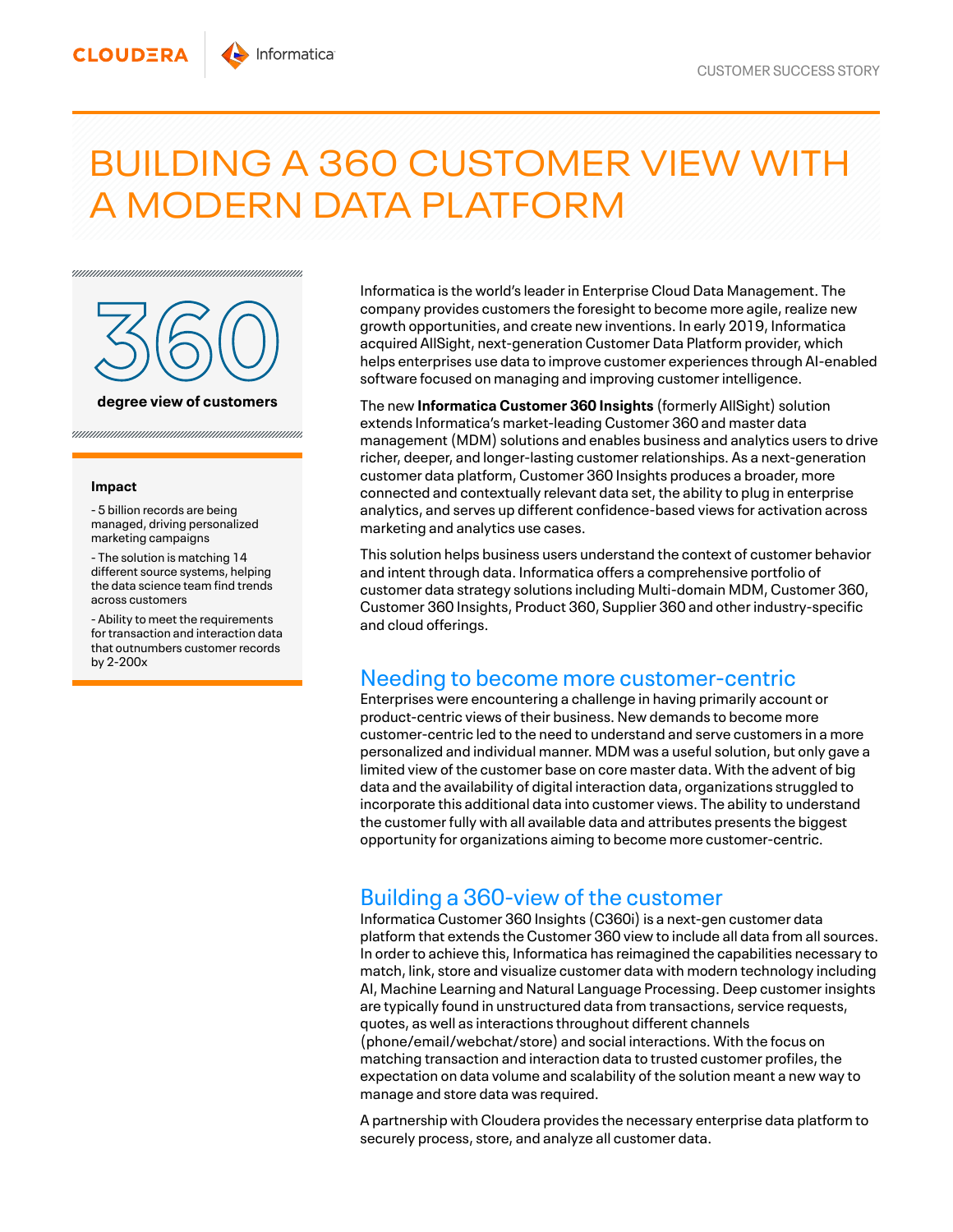CLOUDERA | Informatica

CUSTOMER SUCCESS STORY

# BUILDING A 360 CUSTOMER VIEW WITH A MODERN DATA PLATFORM

**360**

**degree view of customers**

**Impact**

- 5 billion records are being managed, driving personalized marketing campaigns
- The solution is matching 14 different source systems, helping the data science team find trends across customers
- Ability to meet the requirements for transaction and interaction data that outnumbers customer records by 2-200x

Informatica is the world's leader in Enterprise Cloud Data Management. The company provides customers the foresight to become more agile, realize new growth opportunities, and create new inventions. In early 2019, Informatica acquired AllSight, next-generation Customer Data Platform provider, which helps enterprises use data to improve customer experiences through AI-enabled software focused on managing and improving customer intelligence.

The new **Informatica Customer 360 Insights** (formerly AllSight) solution extends Informatica's market-leading Customer 360 and master data management (MDM) solutions and enables business and analytics users to drive richer, deeper, and longer-lasting customer relationships. As a next-generation customer data platform, Customer 360 Insights produces a broader, more connected and contextually relevant data set, the ability to plug in enterprise analytics, and serves up different confidence-based views for activation across marketing and analytics use cases.

This solution helps business users understand the context of customer behavior and intent through data. Informatica offers a comprehensive portfolio of customer data strategy solutions including Multi-domain MDM, Customer 360, Customer 360 Insights, Product 360, Supplier 360 and other industry-specific and cloud offerings.

## Needing to become more customer-centric

Enterprises were encountering a challenge in having primarily account or product-centric views of their business. New demands to become more customer-centric led to the need to understand and serve customers in a more personalized and individual manner. MDM was a useful solution, but only gave a limited view of the customer base on core master data. With the advent of big data and the availability of digital interaction data, organizations struggled to incorporate this additional data into customer views. The ability to understand the customer fully with all available data and attributes presents the biggest opportunity for organizations aiming to become more customer-centric.

## Building a 360-view of the customer

Informatica Customer 360 Insights (C360i) is a next-gen customer data platform that extends the Customer 360 view to include all data from all sources. In order to achieve this, Informatica has reimagined the capabilities necessary to match, link, store and visualize customer data with modern technology including AI, Machine Learning and Natural Language Processing. Deep customer insights are typically found in unstructured data from transactions, service requests, quotes, as well as interactions throughout different channels (phone/email/webchat/store) and social interactions. With the focus on matching transaction and interaction data to trusted customer profiles, the expectation on data volume and scalability of the solution meant a new way to manage and store data was required.

A partnership with Cloudera provides the necessary enterprise data platform to securely process, store, and analyze all customer data.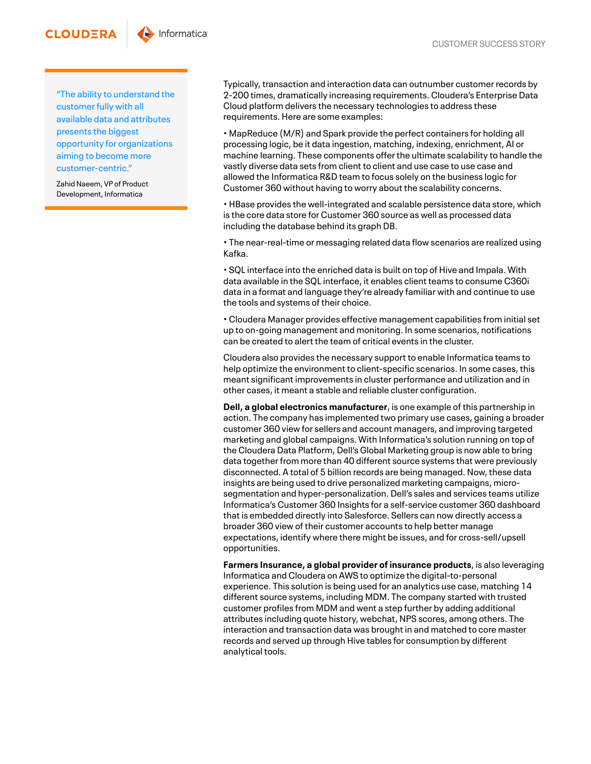> "The ability to understand the customer fully with all available data and attributes presents the biggest opportunity for organizations aiming to become more customer-centric."
>
> Zahid Naeem, VP of Product Development, Informatica

Typically, transaction and interaction data can outnumber customer records by 2-200 times, dramatically increasing requirements. Cloudera's Enterprise Data Cloud platform delivers the necessary technologies to address these requirements. Here are some examples:

• MapReduce (M/R) and Spark provide the perfect containers for holding all processing logic, be it data ingestion, matching, indexing, enrichment, AI or machine learning. These components offer the ultimate scalability to handle the vastly diverse data sets from client to client and use case to use case and allowed the Informatica R&D team to focus solely on the business logic for Customer 360 without having to worry about the scalability concerns.

• HBase provides the well-integrated and scalable persistence data store, which is the core data store for Customer 360 source as well as processed data including the database behind its graph DB.

• The near-real-time or messaging related data flow scenarios are realized using Kafka.

• SQL interface into the enriched data is built on top of Hive and Impala. With data available in the SQL interface, it enables client teams to consume C360i data in a format and language they're already familiar with and continue to use the tools and systems of their choice.

• Cloudera Manager provides effective management capabilities from initial set up to on-going management and monitoring. In some scenarios, notifications can be created to alert the team of critical events in the cluster.

Cloudera also provides the necessary support to enable Informatica teams to help optimize the environment to client-specific scenarios. In some cases, this meant significant improvements in cluster performance and utilization and in other cases, it meant a stable and reliable cluster configuration.

**Dell, a global electronics manufacturer**, is one example of this partnership in action. The company has implemented two primary use cases, gaining a broader customer 360 view for sellers and account managers, and improving targeted marketing and global campaigns. With Informatica's solution running on top of the Cloudera Data Platform, Dell's Global Marketing group is now able to bring data together from more than 40 different source systems that were previously disconnected. A total of 5 billion records are being managed. Now, these data insights are being used to drive personalized marketing campaigns, micro-segmentation and hyper-personalization. Dell's sales and services teams utilize Informatica's Customer 360 Insights for a self-service customer 360 dashboard that is embedded directly into Salesforce. Sellers can now directly access a broader 360 view of their customer accounts to help better manage expectations, identify where there might be issues, and for cross-sell/upsell opportunities.

**Farmers Insurance, a global provider of insurance products**, is also leveraging Informatica and Cloudera on AWS to optimize the digital-to-personal experience. This solution is being used for an analytics use case, matching 14 different source systems, including MDM. The company started with trusted customer profiles from MDM and went a step further by adding additional attributes including quote history, webchat, NPS scores, among others. The interaction and transaction data was brought in and matched to core master records and served up through Hive tables for consumption by different analytical tools.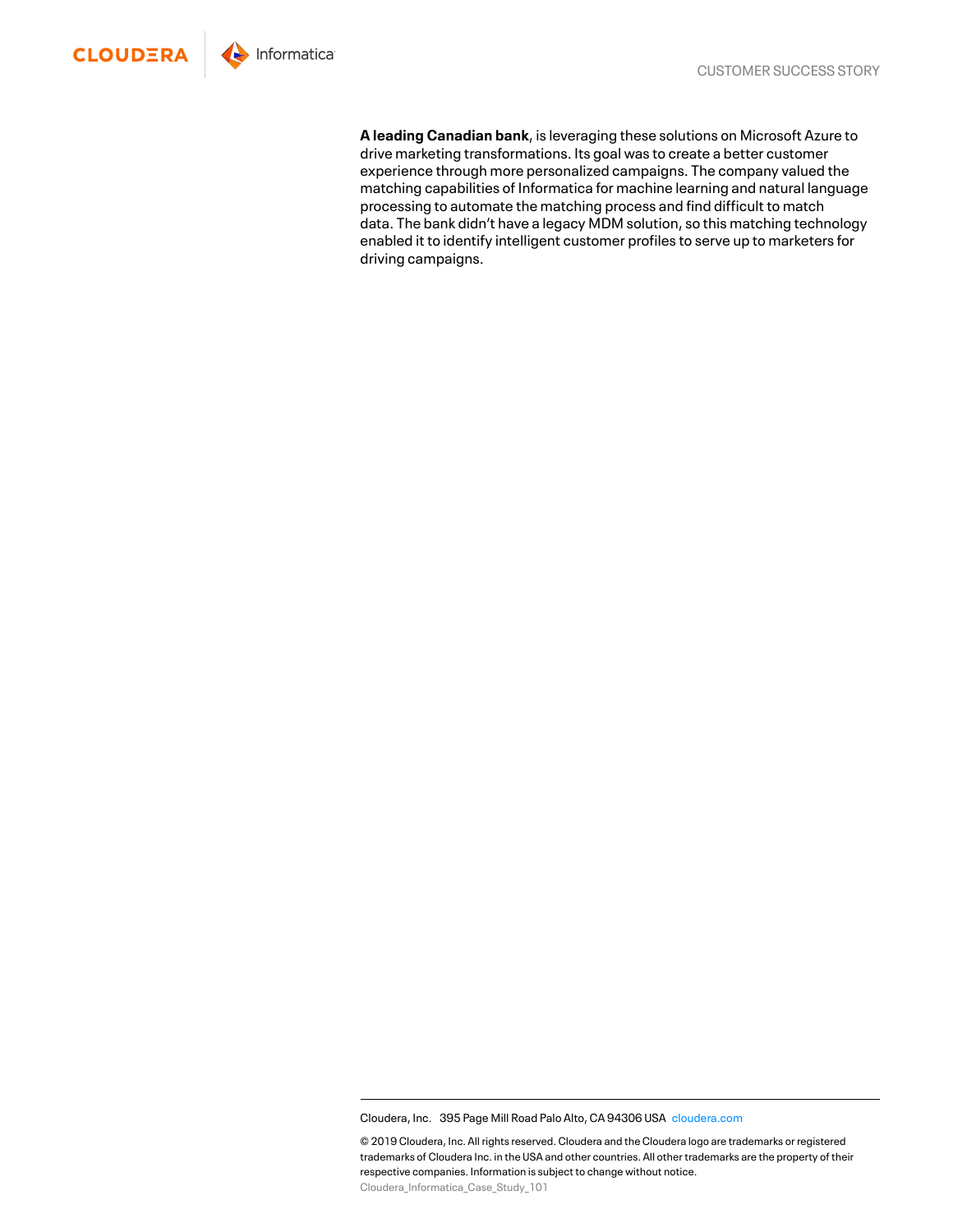**A leading Canadian bank**, is leveraging these solutions on Microsoft Azure to drive marketing transformations. Its goal was to create a better customer experience through more personalized campaigns. The company valued the matching capabilities of Informatica for machine learning and natural language processing to automate the matching process and find difficult to match data. The bank didn't have a legacy MDM solution, so this matching technology enabled it to identify intelligent customer profiles to serve up to marketers for driving campaigns.

Cloudera, Inc. 395 Page Mill Road Palo Alto, CA 94306 USA cloudera.com

© 2019 Cloudera, Inc. All rights reserved. Cloudera and the Cloudera logo are trademarks or registered trademarks of Cloudera Inc. in the USA and other countries. All other trademarks are the property of their respective companies. Information is subject to change without notice.

Cloudera_Informatica_Case_Study_101